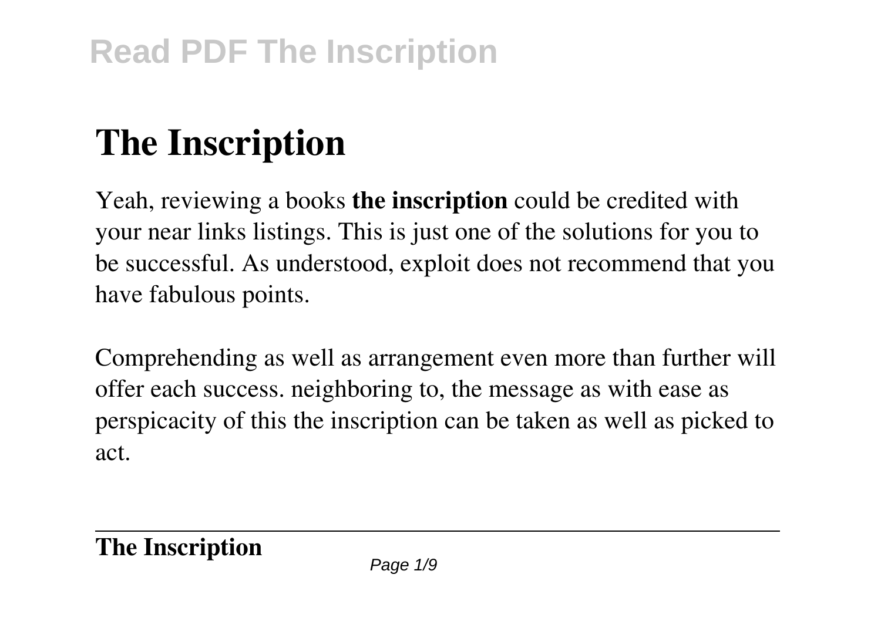# The Inscription

Yeah, reviewing a books **the inscription** could be credited with your near links listings. This is just one of the solutions for you to be successful. As understood, exploit does not recommend that you have fabulous points.

Comprehending as well as arrangement even more than further will offer each success. neighboring to, the message as with ease as perspicacity of this the inscription can be taken as well as picked to act.

---

**The Inscription**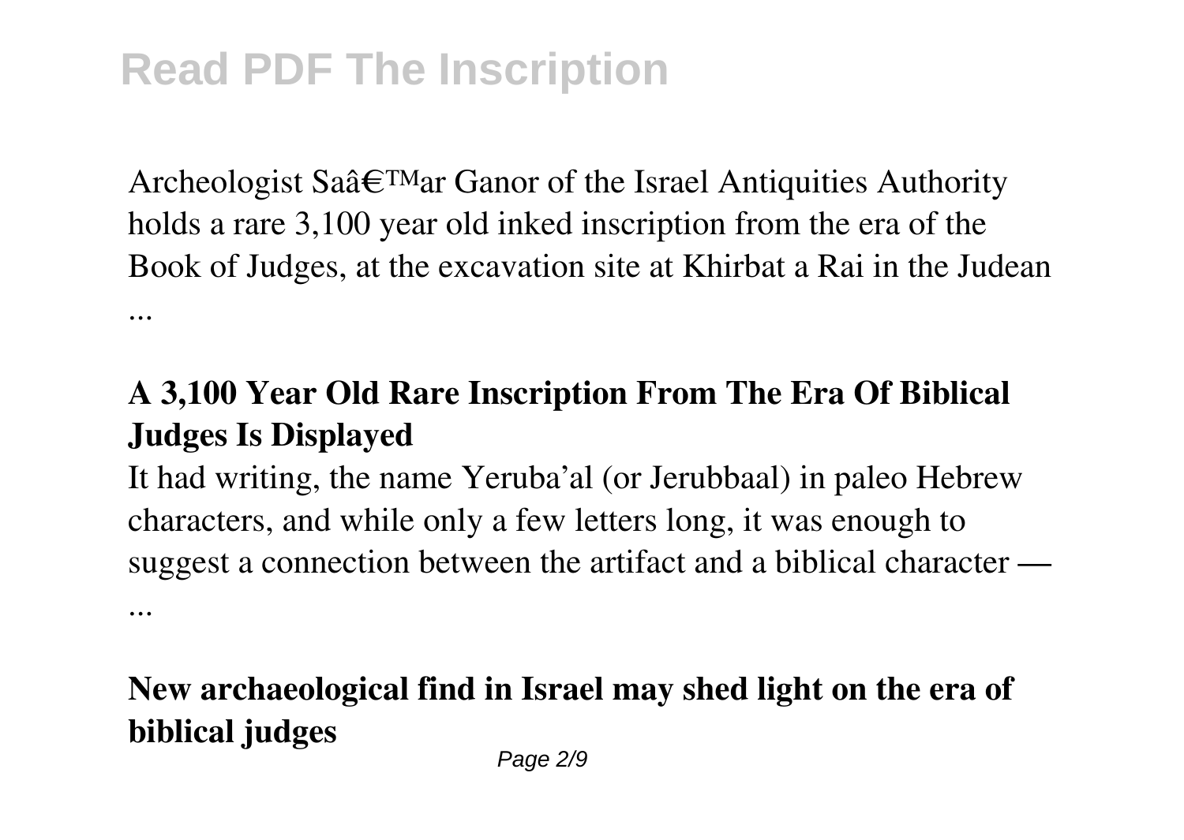Archeologist Saâ€™ar Ganor of the Israel Antiquities Authority holds a rare 3,100 year old inked inscription from the era of the Book of Judges, at the excavation site at Khirbat a Rai in the Judean ...

**A 3,100 Year Old Rare Inscription From The Era Of Biblical Judges Is Displayed**

It had writing, the name Yeruba'al (or Jerubbaal) in paleo Hebrew characters, and while only a few letters long, it was enough to suggest a connection between the artifact and a biblical character — ...

**New archaeological find in Israel may shed light on the era of biblical judges**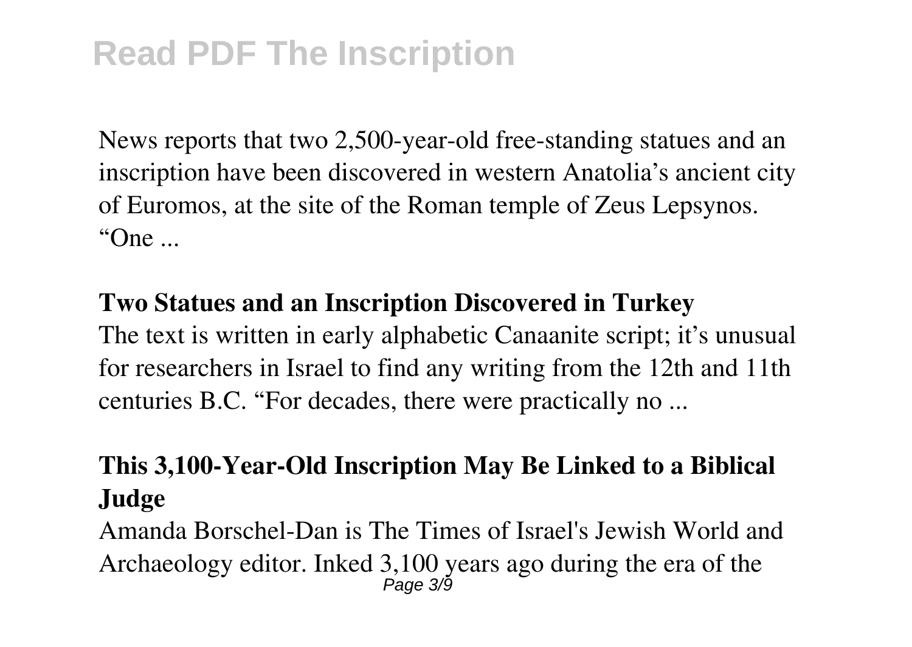News reports that two 2,500-year-old free-standing statues and an inscription have been discovered in western Anatolia's ancient city of Euromos, at the site of the Roman temple of Zeus Lepsynos. "One ...

**Two Statues and an Inscription Discovered in Turkey**

The text is written in early alphabetic Canaanite script; it's unusual for researchers in Israel to find any writing from the 12th and 11th centuries B.C. "For decades, there were practically no ...

**This 3,100-Year-Old Inscription May Be Linked to a Biblical Judge**

Amanda Borschel-Dan is The Times of Israel's Jewish World and Archaeology editor. Inked 3,100 years ago during the era of the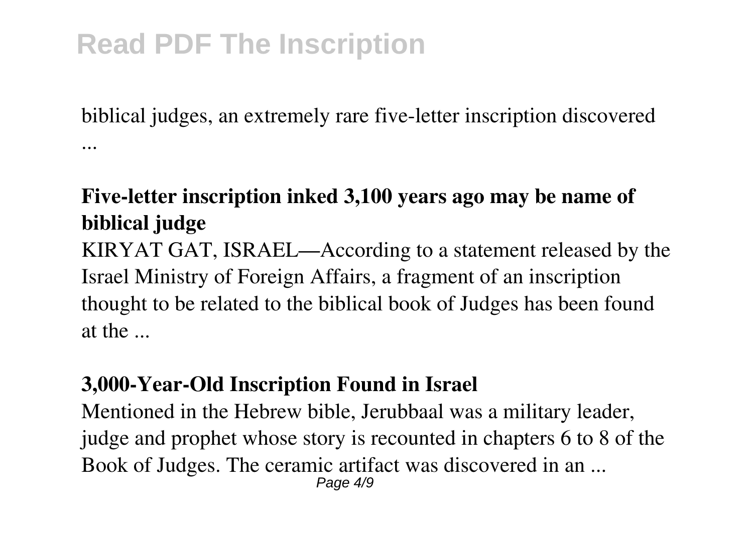biblical judges, an extremely rare five-letter inscription discovered ...

**Five-letter inscription inked 3,100 years ago may be name of biblical judge**

KIRYAT GAT, ISRAEL—According to a statement released by the Israel Ministry of Foreign Affairs, a fragment of an inscription thought to be related to the biblical book of Judges has been found at the ...

**3,000-Year-Old Inscription Found in Israel**

Mentioned in the Hebrew bible, Jerubbaal was a military leader, judge and prophet whose story is recounted in chapters 6 to 8 of the Book of Judges. The ceramic artifact was discovered in an ...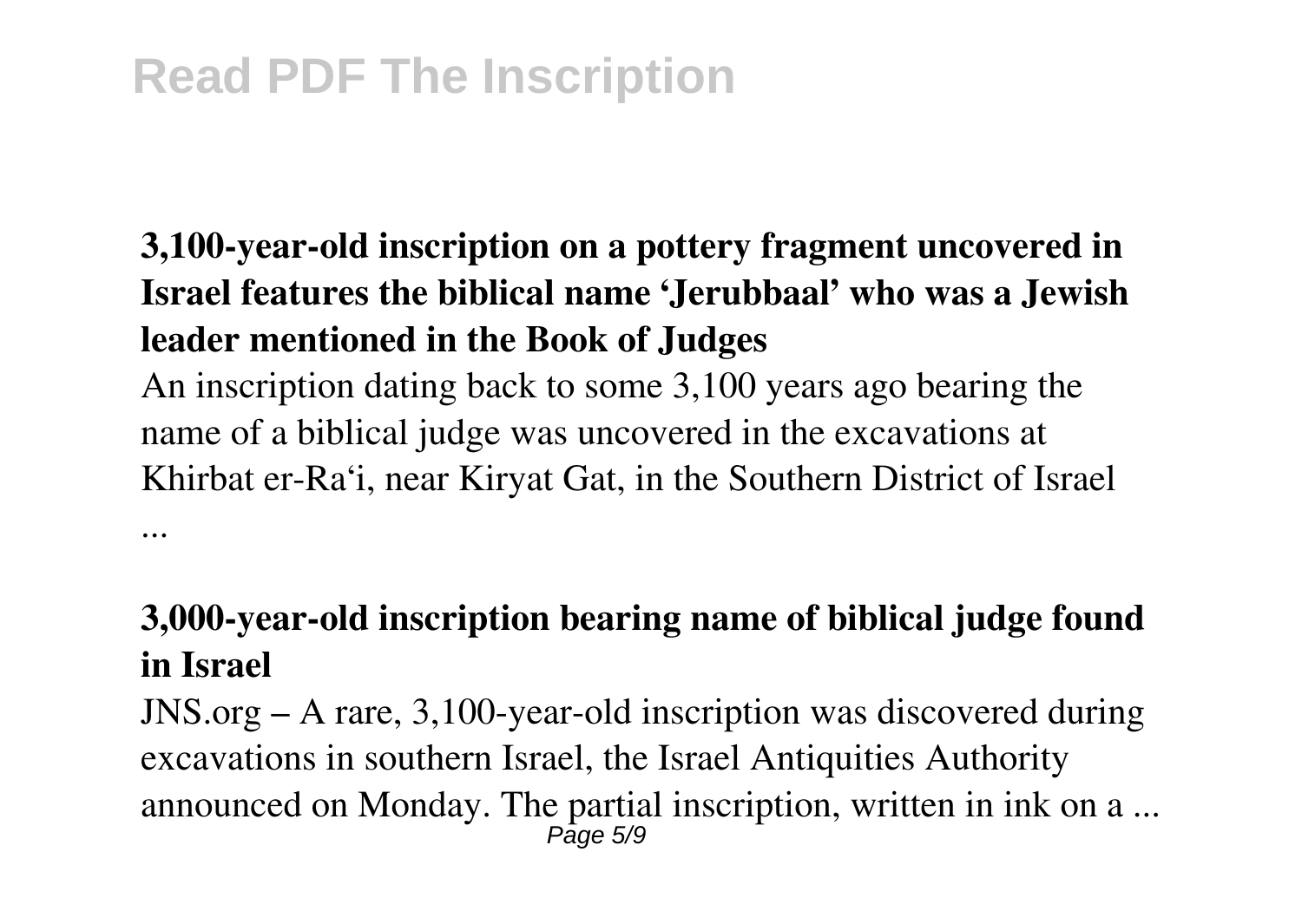**3,100-year-old inscription on a pottery fragment uncovered in Israel features the biblical name 'Jerubbaal' who was a Jewish leader mentioned in the Book of Judges**

An inscription dating back to some 3,100 years ago bearing the name of a biblical judge was uncovered in the excavations at Khirbat er-Ra'i, near Kiryat Gat, in the Southern District of Israel ...

**3,000-year-old inscription bearing name of biblical judge found in Israel**

JNS.org – A rare, 3,100-year-old inscription was discovered during excavations in southern Israel, the Israel Antiquities Authority announced on Monday. The partial inscription, written in ink on a ...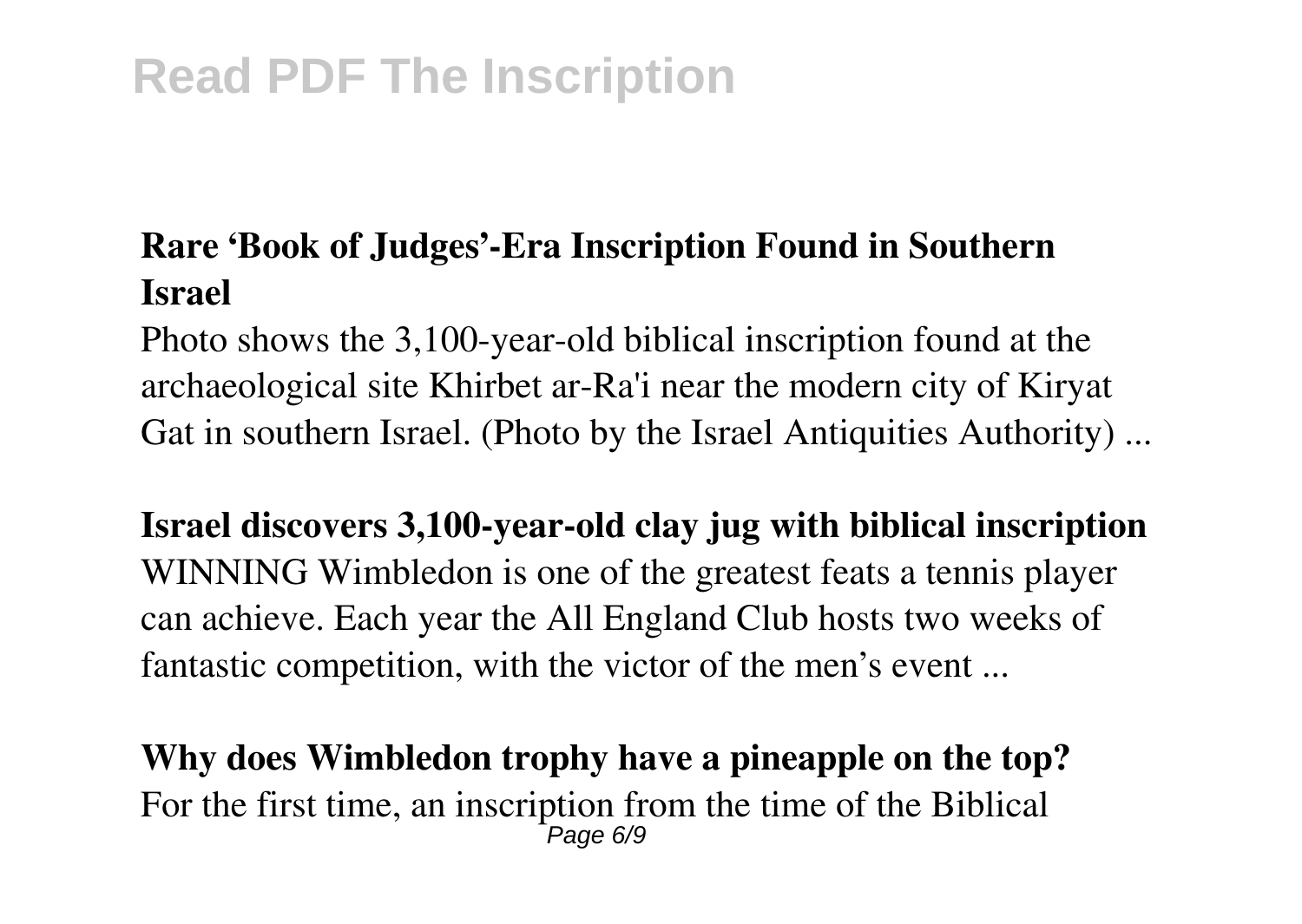**Rare ‘Book of Judges’-Era Inscription Found in Southern Israel**

Photo shows the 3,100-year-old biblical inscription found at the archaeological site Khirbet ar-Ra'i near the modern city of Kiryat Gat in southern Israel. (Photo by the Israel Antiquities Authority) ...

**Israel discovers 3,100-year-old clay jug with biblical inscription**

WINNING Wimbledon is one of the greatest feats a tennis player can achieve. Each year the All England Club hosts two weeks of fantastic competition, with the victor of the men’s event ...

**Why does Wimbledon trophy have a pineapple on the top?**

For the first time, an inscription from the time of the Biblical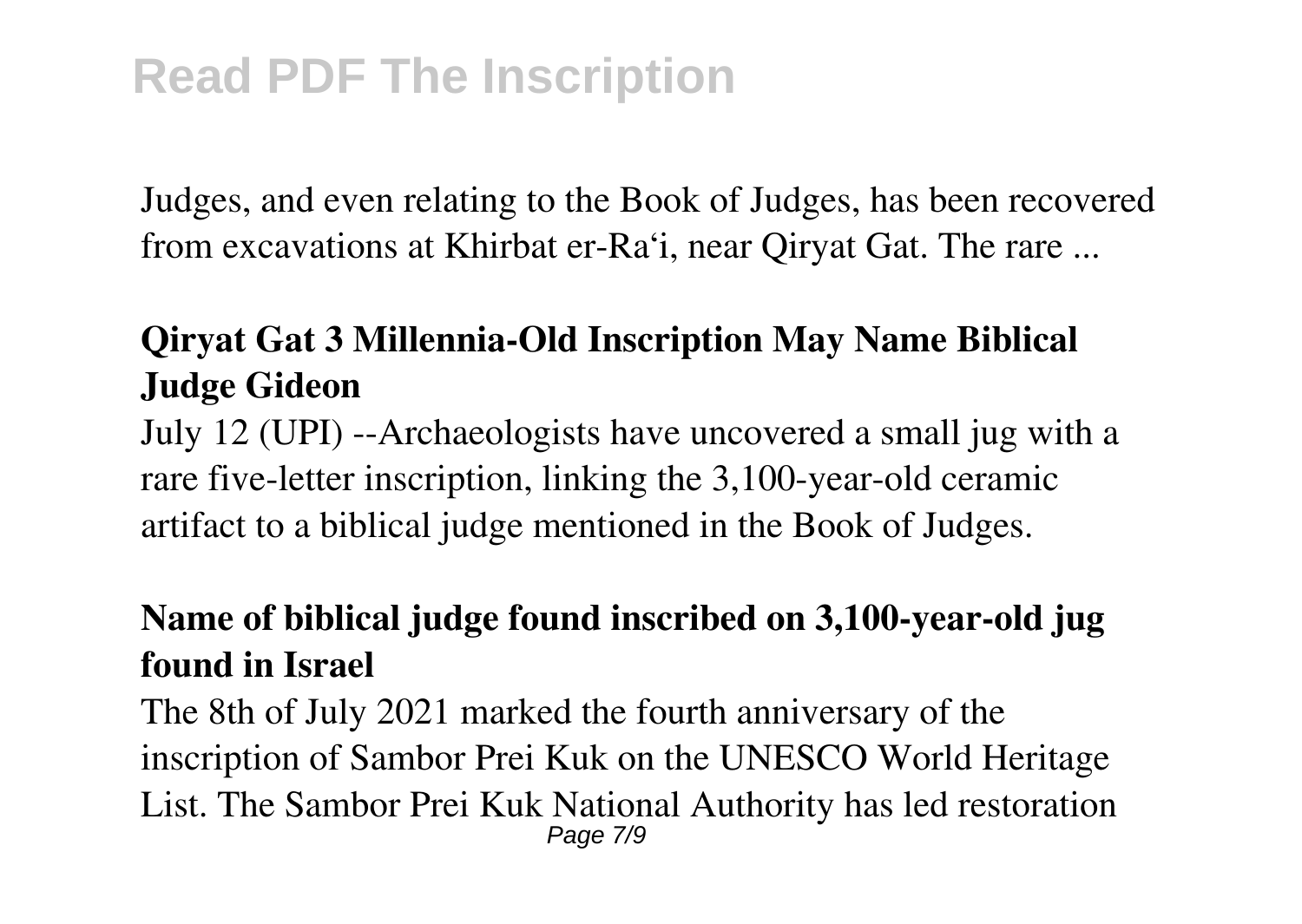Judges, and even relating to the Book of Judges, has been recovered from excavations at Khirbat er-Ra'i, near Qiryat Gat. The rare ...

**Qiryat Gat 3 Millennia-Old Inscription May Name Biblical Judge Gideon**

July 12 (UPI) --Archaeologists have uncovered a small jug with a rare five-letter inscription, linking the 3,100-year-old ceramic artifact to a biblical judge mentioned in the Book of Judges.

**Name of biblical judge found inscribed on 3,100-year-old jug found in Israel**

The 8th of July 2021 marked the fourth anniversary of the inscription of Sambor Prei Kuk on the UNESCO World Heritage List. The Sambor Prei Kuk National Authority has led restoration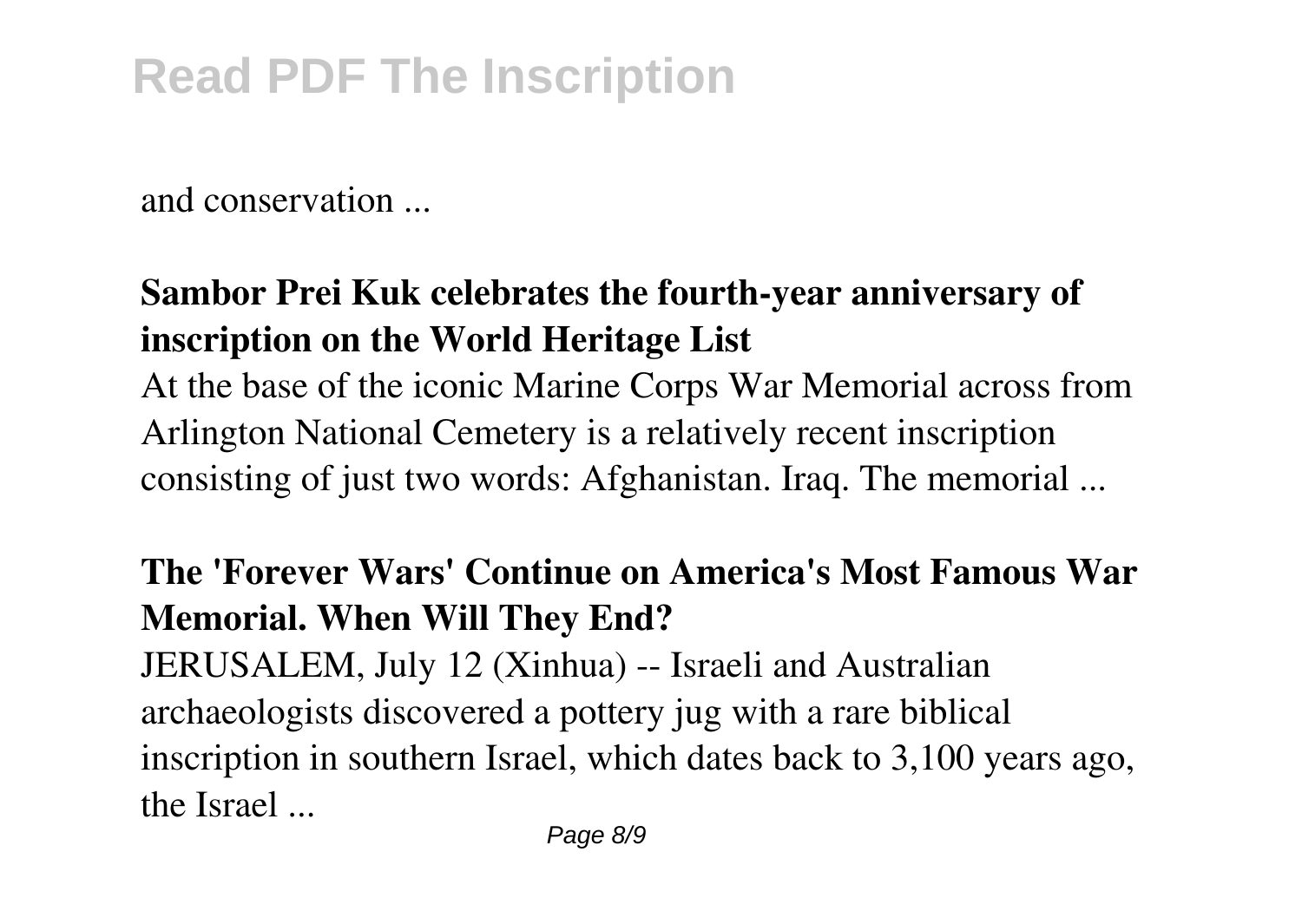and conservation ...

**Sambor Prei Kuk celebrates the fourth-year anniversary of inscription on the World Heritage List**

At the base of the iconic Marine Corps War Memorial across from Arlington National Cemetery is a relatively recent inscription consisting of just two words: Afghanistan. Iraq. The memorial ...

**The 'Forever Wars' Continue on America's Most Famous War Memorial. When Will They End?**

JERUSALEM, July 12 (Xinhua) -- Israeli and Australian archaeologists discovered a pottery jug with a rare biblical inscription in southern Israel, which dates back to 3,100 years ago, the Israel ...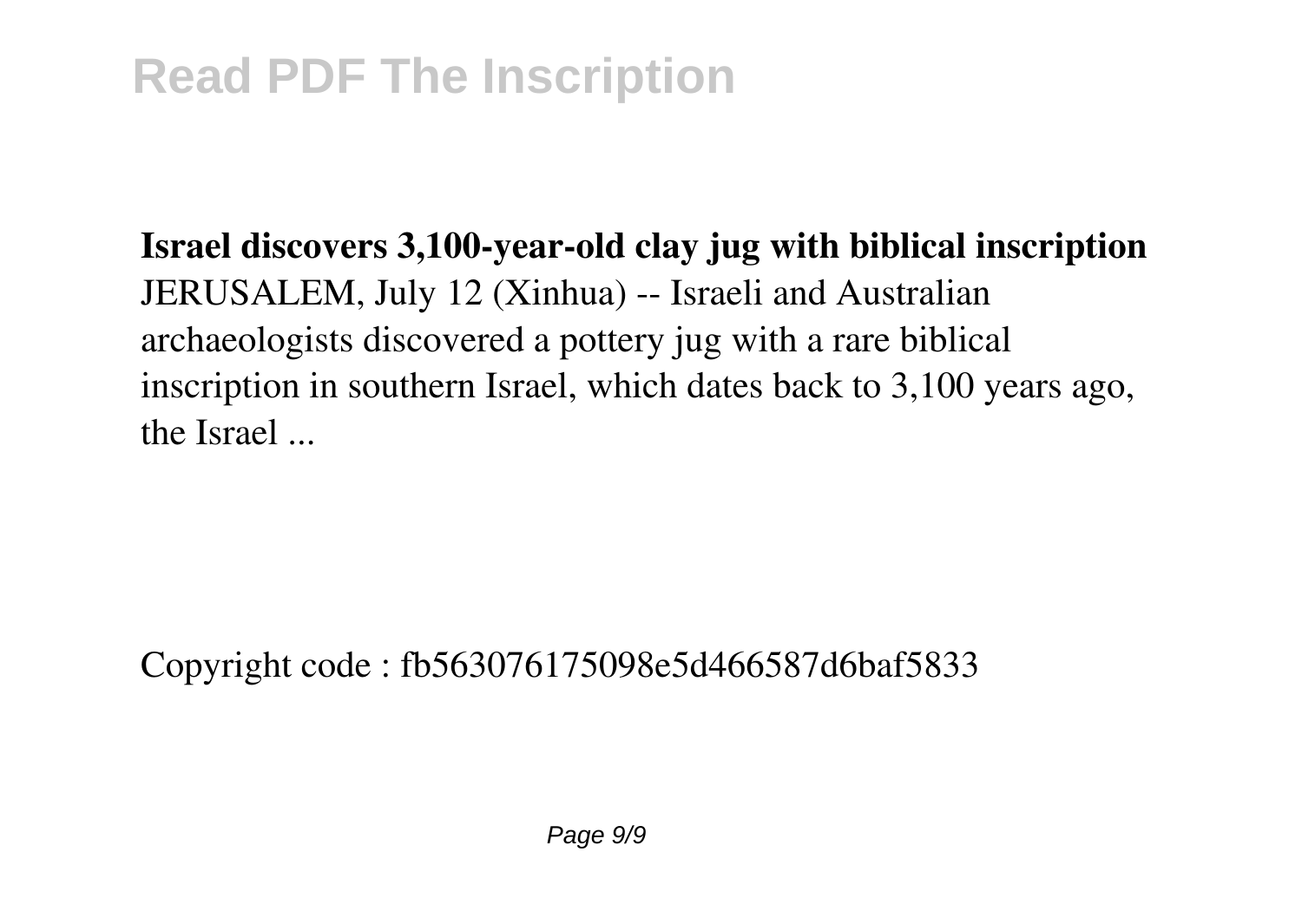**Israel discovers 3,100-year-old clay jug with biblical inscription**
JERUSALEM, July 12 (Xinhua) -- Israeli and Australian archaeologists discovered a pottery jug with a rare biblical inscription in southern Israel, which dates back to 3,100 years ago, the Israel ...

Copyright code : fb563076175098e5d466587d6baf5833